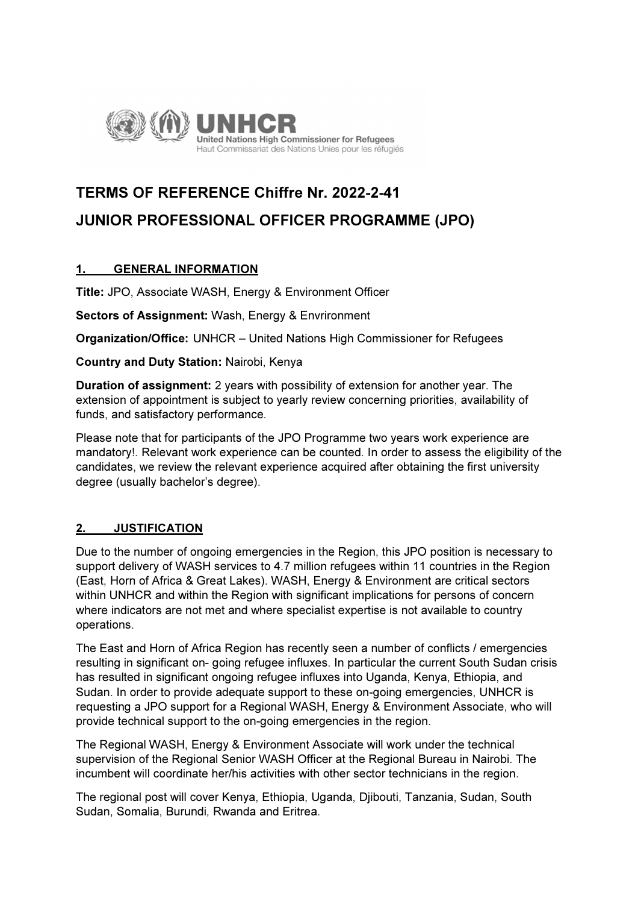# TERMS OF REFERENCE Chiffre Nr. 2022-2-41

# JUNIOR PROFESSIONAL OFFICER PROGRAMME (JPO)

## 1. GENERAL INFORMATION

**Title:** JPO, Associate WASH, Energy & Environment Officer

**Sectors of Assignment:** Wash, Energy & Envrironment

**Organization/Office:** UNHCR – United Nations High Commissioner for Refugees

**Country and Duty Station:** Nairobi, Kenya

**Duration of assignment:** 2 years with possibility of extension for another year. The extension of appointment is subject to yearly review concerning priorities, availability of funds, and satisfactory performance.

Please note that for participants of the JPO Programme two years work experience are mandatory!. Relevant work experience can be counted. In order to assess the eligibility of the candidates, we review the relevant experience acquired after obtaining the first university degree (usually bachelor's degree).

## 2. JUSTIFICATION

Due to the number of ongoing emergencies in the Region, this JPO position is necessary to support delivery of WASH services to 4.7 million refugees within 11 countries in the Region (East, Horn of Africa & Great Lakes). WASH, Energy & Environment are critical sectors within UNHCR and within the Region with significant implications for persons of concern where indicators are not met and where specialist expertise is not available to country operations.

The East and Horn of Africa Region has recently seen a number of conflicts / emergencies resulting in significant on- going refugee influxes. In particular the current South Sudan crisis has resulted in significant ongoing refugee influxes into Uganda, Kenya, Ethiopia, and Sudan. In order to provide adequate support to these on-going emergencies, UNHCR is requesting a JPO support for a Regional WASH, Energy & Environment Associate, who will provide technical support to the on-going emergencies in the region.

The Regional WASH, Energy & Environment Associate will work under the technical supervision of the Regional Senior WASH Officer at the Regional Bureau in Nairobi. The incumbent will coordinate her/his activities with other sector technicians in the region.

The regional post will cover Kenya, Ethiopia, Uganda, Djibouti, Tanzania, Sudan, South Sudan, Somalia, Burundi, Rwanda and Eritrea.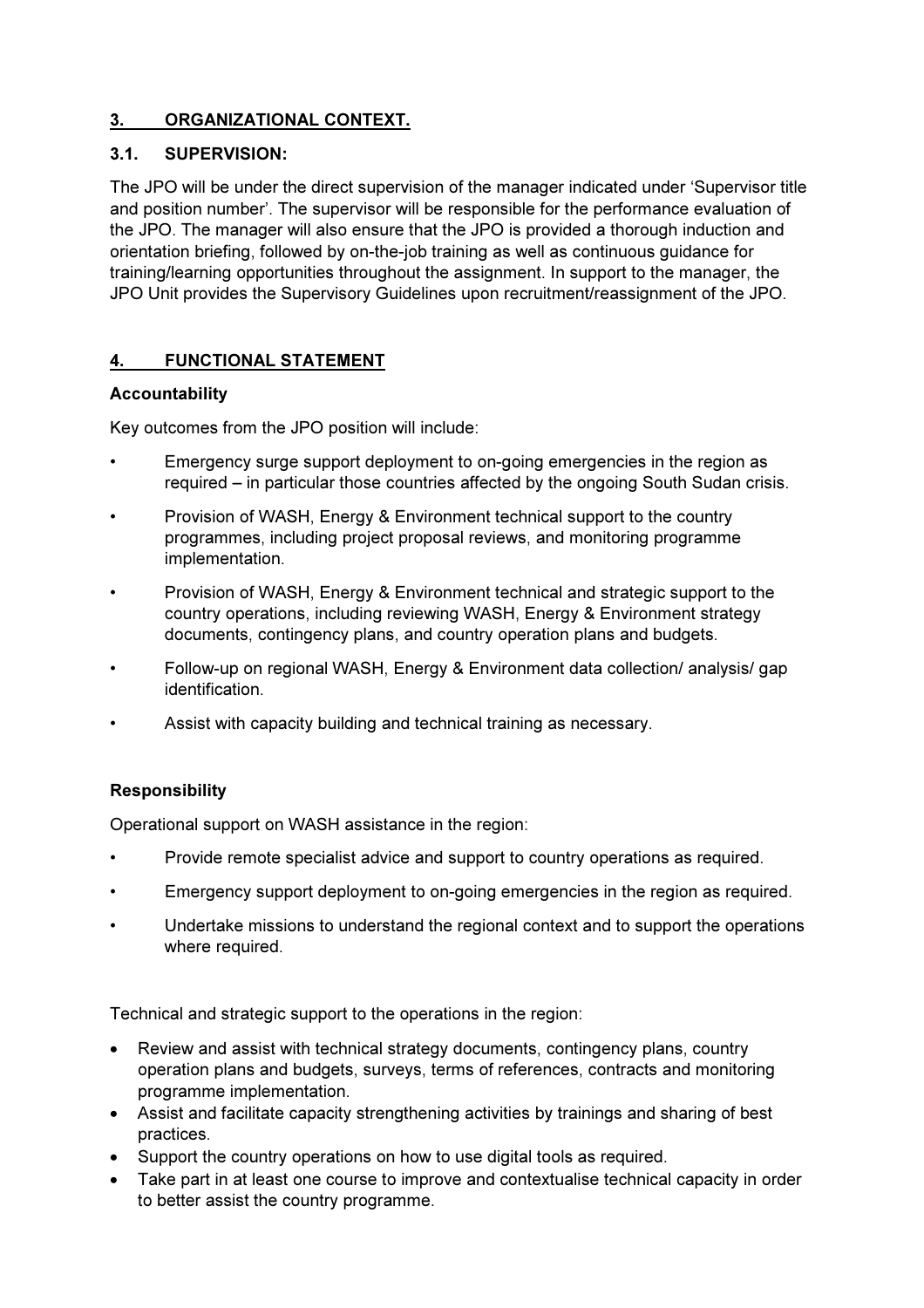## 3. ORGANIZATIONAL CONTEXT.

### 3.1. SUPERVISION:

The JPO will be under the direct supervision of the manager indicated under 'Supervisor title and position number'. The supervisor will be responsible for the performance evaluation of the JPO. The manager will also ensure that the JPO is provided a thorough induction and orientation briefing, followed by on-the-job training as well as continuous guidance for training/learning opportunities throughout the assignment. In support to the manager, the JPO Unit provides the Supervisory Guidelines upon recruitment/reassignment of the JPO.

## 4. FUNCTIONAL STATEMENT

**Accountability**

Key outcomes from the JPO position will include:

- Emergency surge support deployment to on-going emergencies in the region as required – in particular those countries affected by the ongoing South Sudan crisis.
- Provision of WASH, Energy & Environment technical support to the country programmes, including project proposal reviews, and monitoring programme implementation.
- Provision of WASH, Energy & Environment technical and strategic support to the country operations, including reviewing WASH, Energy & Environment strategy documents, contingency plans, and country operation plans and budgets.
- Follow-up on regional WASH, Energy & Environment data collection/ analysis/ gap identification.
- Assist with capacity building and technical training as necessary.

**Responsibility**

Operational support on WASH assistance in the region:

- Provide remote specialist advice and support to country operations as required.
- Emergency support deployment to on-going emergencies in the region as required.
- Undertake missions to understand the regional context and to support the operations where required.

Technical and strategic support to the operations in the region:

- Review and assist with technical strategy documents, contingency plans, country operation plans and budgets, surveys, terms of references, contracts and monitoring programme implementation.
- Assist and facilitate capacity strengthening activities by trainings and sharing of best practices.
- Support the country operations on how to use digital tools as required.
- Take part in at least one course to improve and contextualise technical capacity in order to better assist the country programme.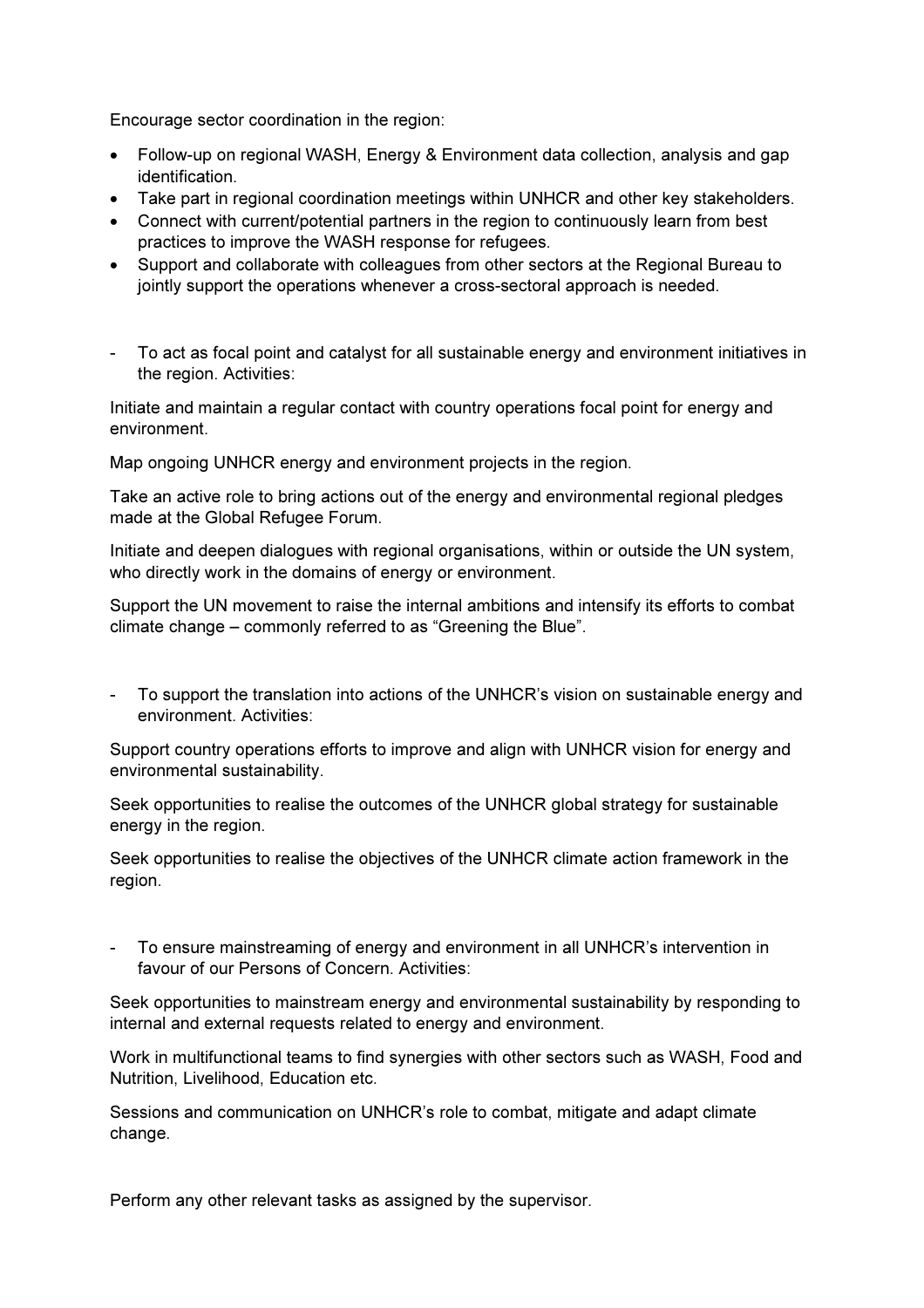Encourage sector coordination in the region:

- Follow-up on regional WASH, Energy & Environment data collection, analysis and gap identification.
- Take part in regional coordination meetings within UNHCR and other key stakeholders.
- Connect with current/potential partners in the region to continuously learn from best practices to improve the WASH response for refugees.
- Support and collaborate with colleagues from other sectors at the Regional Bureau to jointly support the operations whenever a cross-sectoral approach is needed.

- To act as focal point and catalyst for all sustainable energy and environment initiatives in the region. Activities:

Initiate and maintain a regular contact with country operations focal point for energy and environment.

Map ongoing UNHCR energy and environment projects in the region.

Take an active role to bring actions out of the energy and environmental regional pledges made at the Global Refugee Forum.

Initiate and deepen dialogues with regional organisations, within or outside the UN system, who directly work in the domains of energy or environment.

Support the UN movement to raise the internal ambitions and intensify its efforts to combat climate change – commonly referred to as "Greening the Blue".

- To support the translation into actions of the UNHCR's vision on sustainable energy and environment. Activities:

Support country operations efforts to improve and align with UNHCR vision for energy and environmental sustainability.

Seek opportunities to realise the outcomes of the UNHCR global strategy for sustainable energy in the region.

Seek opportunities to realise the objectives of the UNHCR climate action framework in the region.

- To ensure mainstreaming of energy and environment in all UNHCR's intervention in favour of our Persons of Concern. Activities:

Seek opportunities to mainstream energy and environmental sustainability by responding to internal and external requests related to energy and environment.

Work in multifunctional teams to find synergies with other sectors such as WASH, Food and Nutrition, Livelihood, Education etc.

Sessions and communication on UNHCR's role to combat, mitigate and adapt climate change.

Perform any other relevant tasks as assigned by the supervisor.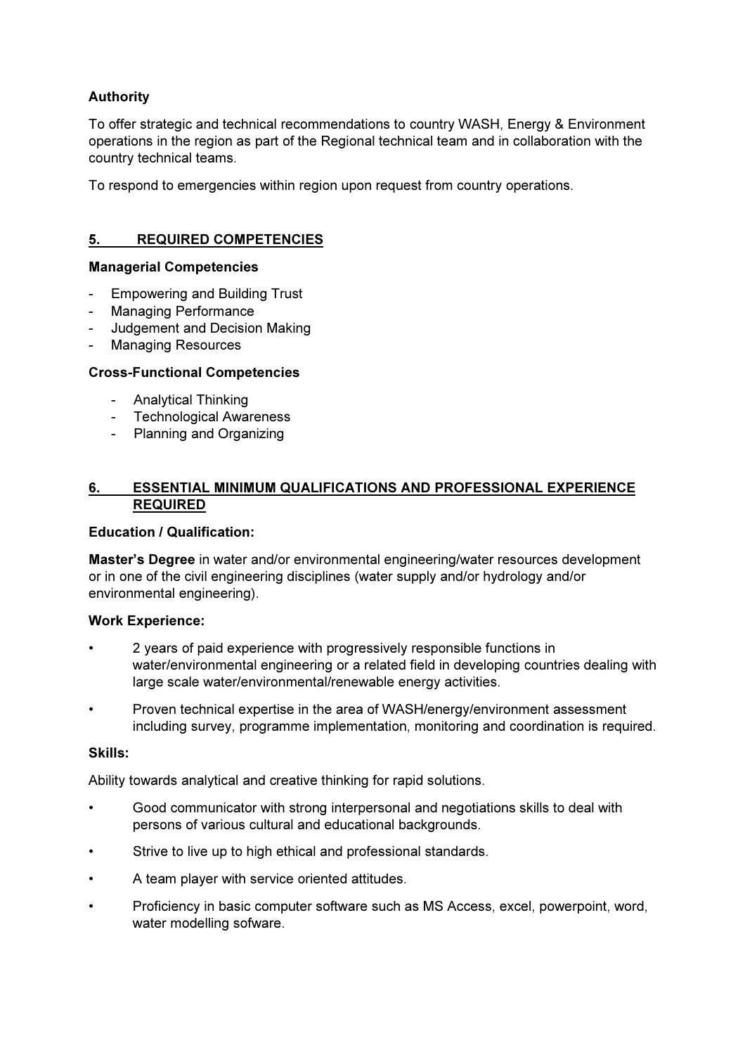**Authority**

To offer strategic and technical recommendations to country WASH, Energy & Environment operations in the region as part of the Regional technical team and in collaboration with the country technical teams.

To respond to emergencies within region upon request from country operations.

## 5. REQUIRED COMPETENCIES

**Managerial Competencies**

- Empowering and Building Trust
- Managing Performance
- Judgement and Decision Making
- Managing Resources

**Cross-Functional Competencies**

- Analytical Thinking
- Technological Awareness
- Planning and Organizing

## 6. ESSENTIAL MINIMUM QUALIFICATIONS AND PROFESSIONAL EXPERIENCE REQUIRED

**Education / Qualification:**

**Master's Degree** in water and/or environmental engineering/water resources development or in one of the civil engineering disciplines (water supply and/or hydrology and/or environmental engineering).

**Work Experience:**

- 2 years of paid experience with progressively responsible functions in water/environmental engineering or a related field in developing countries dealing with large scale water/environmental/renewable energy activities.
- Proven technical expertise in the area of WASH/energy/environment assessment including survey, programme implementation, monitoring and coordination is required.

**Skills:**

Ability towards analytical and creative thinking for rapid solutions.

- Good communicator with strong interpersonal and negotiations skills to deal with persons of various cultural and educational backgrounds.
- Strive to live up to high ethical and professional standards.
- A team player with service oriented attitudes.
- Proficiency in basic computer software such as MS Access, excel, powerpoint, word, water modelling sofware.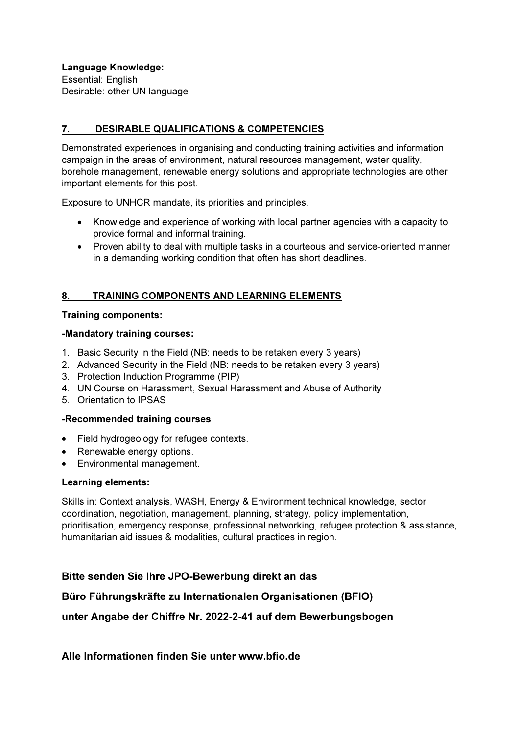**Language Knowledge:**
Essential: English
Desirable: other UN language

## 7. DESIRABLE QUALIFICATIONS & COMPETENCIES

Demonstrated experiences in organising and conducting training activities and information campaign in the areas of environment, natural resources management, water quality, borehole management, renewable energy solutions and appropriate technologies are other important elements for this post.

Exposure to UNHCR mandate, its priorities and principles.

- Knowledge and experience of working with local partner agencies with a capacity to provide formal and informal training.
- Proven ability to deal with multiple tasks in a courteous and service-oriented manner in a demanding working condition that often has short deadlines.

## 8. TRAINING COMPONENTS AND LEARNING ELEMENTS

**Training components:**

**-Mandatory training courses:**

1. Basic Security in the Field (NB: needs to be retaken every 3 years)
2. Advanced Security in the Field (NB: needs to be retaken every 3 years)
3. Protection Induction Programme (PIP)
4. UN Course on Harassment, Sexual Harassment and Abuse of Authority
5. Orientation to IPSAS

**-Recommended training courses**

- Field hydrogeology for refugee contexts.
- Renewable energy options.
- Environmental management.

**Learning elements:**

Skills in: Context analysis, WASH, Energy & Environment technical knowledge, sector coordination, negotiation, management, planning, strategy, policy implementation, prioritisation, emergency response, professional networking, refugee protection & assistance, humanitarian aid issues & modalities, cultural practices in region.

**Bitte senden Sie Ihre JPO-Bewerbung direkt an das**

**Büro Führungskräfte zu Internationalen Organisationen (BFIO)**

**unter Angabe der Chiffre Nr. 2022-2-41 auf dem Bewerbungsbogen**

**Alle Informationen finden Sie unter www.bfio.de**